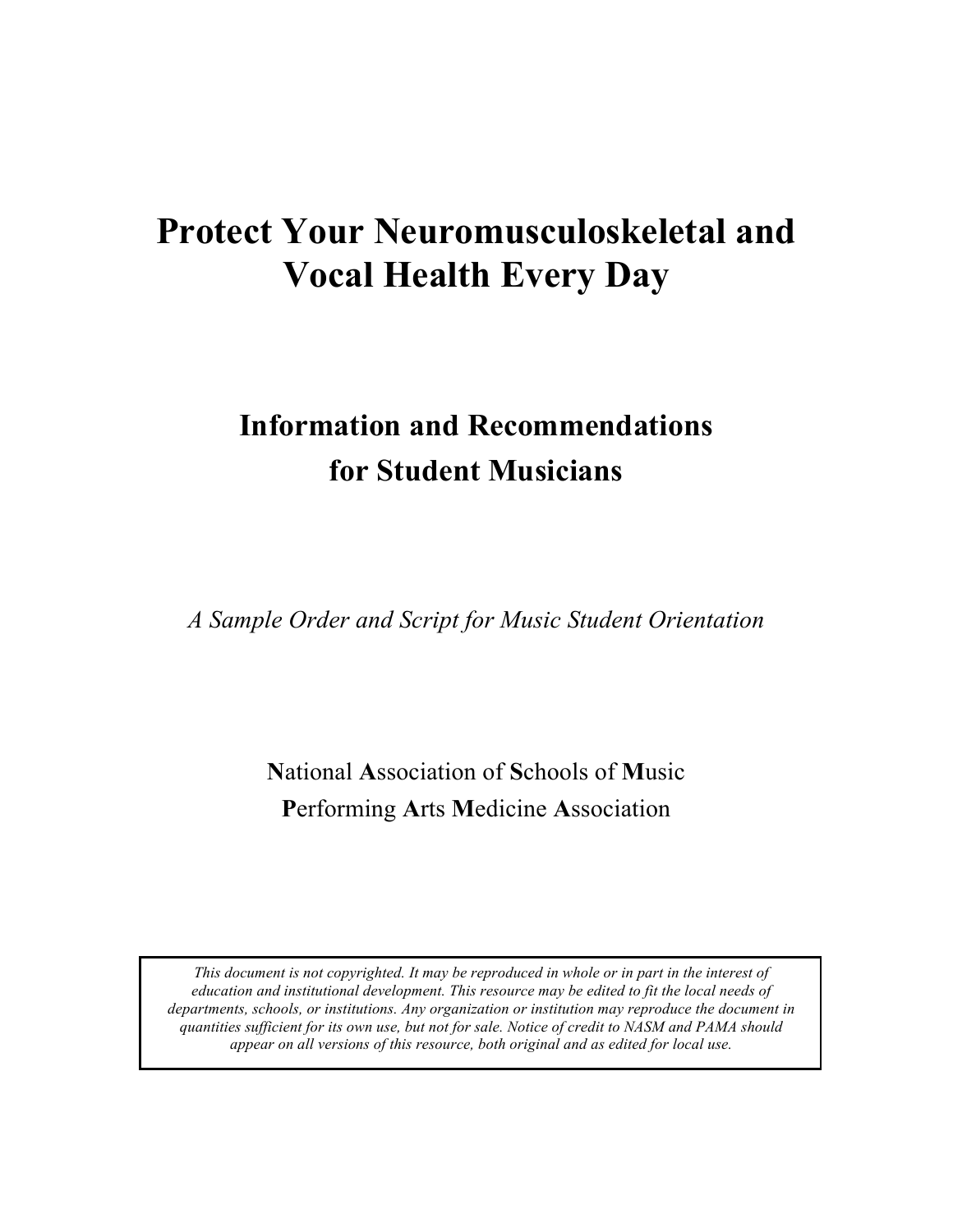# Protect Your Neuromusculoskeletal and Vocal Health Every Day

## Information and Recommendations for Student Musicians

*A Sample Order and Script for Music Student Orientation*

**N**ational **A**ssociation of **S**chools of **M**usic
**P**erforming **A**rts **M**edicine **A**ssociation

*This document is not copyrighted. It may be reproduced in whole or in part in the interest of education and institutional development. This resource may be edited to fit the local needs of departments, schools, or institutions. Any organization or institution may reproduce the document in quantities sufficient for its own use, but not for sale. Notice of credit to NASM and PAMA should appear on all versions of this resource, both original and as edited for local use.*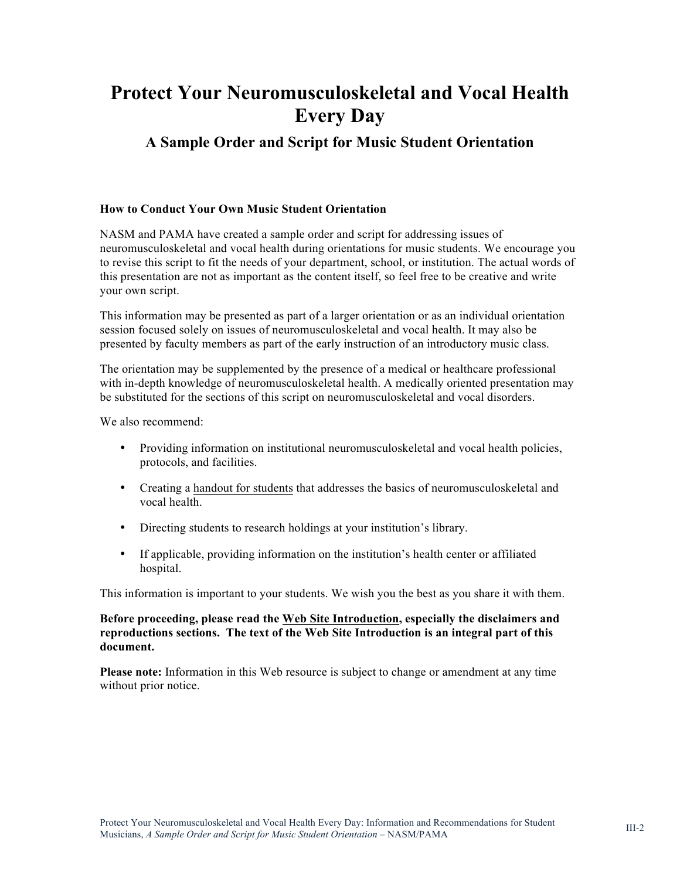# Protect Your Neuromusculoskeletal and Vocal Health Every Day

## A Sample Order and Script for Music Student Orientation

### How to Conduct Your Own Music Student Orientation

NASM and PAMA have created a sample order and script for addressing issues of neuromusculoskeletal and vocal health during orientations for music students. We encourage you to revise this script to fit the needs of your department, school, or institution. The actual words of this presentation are not as important as the content itself, so feel free to be creative and write your own script.

This information may be presented as part of a larger orientation or as an individual orientation session focused solely on issues of neuromusculoskeletal and vocal health. It may also be presented by faculty members as part of the early instruction of an introductory music class.

The orientation may be supplemented by the presence of a medical or healthcare professional with in-depth knowledge of neuromusculoskeletal health. A medically oriented presentation may be substituted for the sections of this script on neuromusculoskeletal and vocal disorders.

We also recommend:

- Providing information on institutional neuromusculoskeletal and vocal health policies, protocols, and facilities.
- Creating a handout for students that addresses the basics of neuromusculoskeletal and vocal health.
- Directing students to research holdings at your institution's library.
- If applicable, providing information on the institution's health center or affiliated hospital.

This information is important to your students. We wish you the best as you share it with them.

**Before proceeding, please read the Web Site Introduction, especially the disclaimers and reproductions sections. The text of the Web Site Introduction is an integral part of this document.**

**Please note:** Information in this Web resource is subject to change or amendment at any time without prior notice.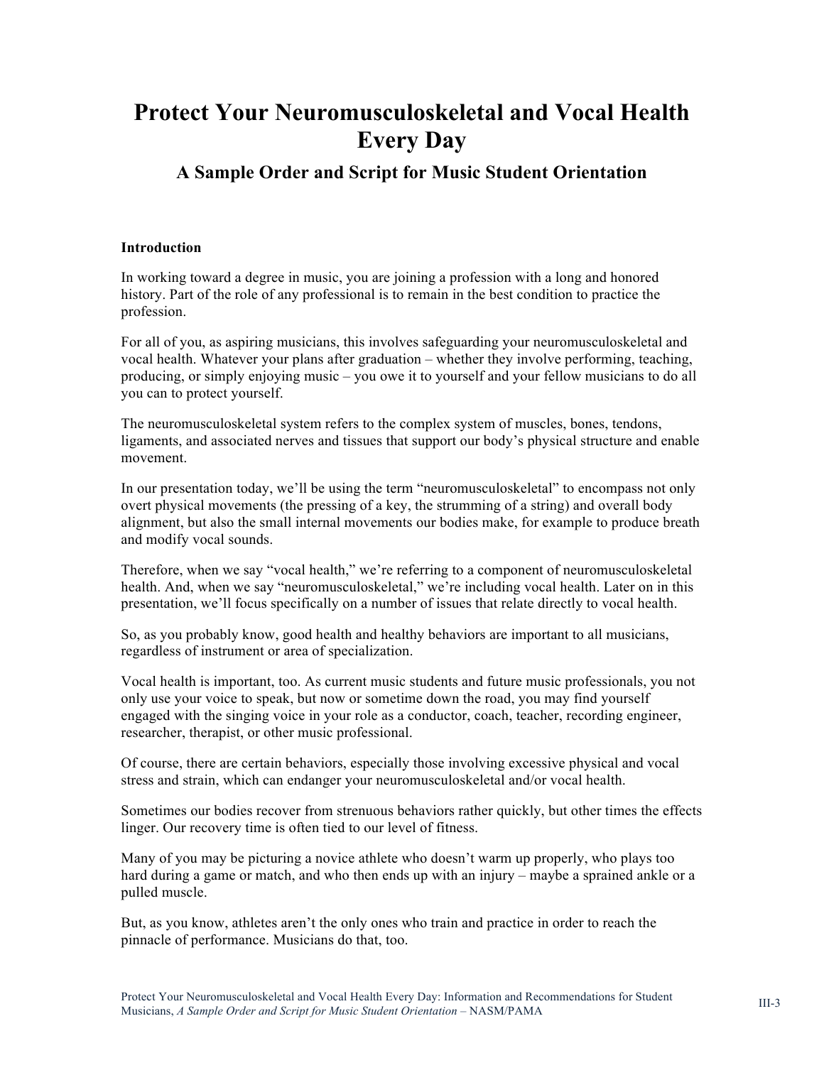# Protect Your Neuromusculoskeletal and Vocal Health Every Day

## A Sample Order and Script for Music Student Orientation

**Introduction**

In working toward a degree in music, you are joining a profession with a long and honored history. Part of the role of any professional is to remain in the best condition to practice the profession.

For all of you, as aspiring musicians, this involves safeguarding your neuromusculoskeletal and vocal health. Whatever your plans after graduation – whether they involve performing, teaching, producing, or simply enjoying music – you owe it to yourself and your fellow musicians to do all you can to protect yourself.

The neuromusculoskeletal system refers to the complex system of muscles, bones, tendons, ligaments, and associated nerves and tissues that support our body's physical structure and enable movement.

In our presentation today, we'll be using the term "neuromusculoskeletal" to encompass not only overt physical movements (the pressing of a key, the strumming of a string) and overall body alignment, but also the small internal movements our bodies make, for example to produce breath and modify vocal sounds.

Therefore, when we say "vocal health," we're referring to a component of neuromusculoskeletal health. And, when we say "neuromusculoskeletal," we're including vocal health. Later on in this presentation, we'll focus specifically on a number of issues that relate directly to vocal health.

So, as you probably know, good health and healthy behaviors are important to all musicians, regardless of instrument or area of specialization.

Vocal health is important, too. As current music students and future music professionals, you not only use your voice to speak, but now or sometime down the road, you may find yourself engaged with the singing voice in your role as a conductor, coach, teacher, recording engineer, researcher, therapist, or other music professional.

Of course, there are certain behaviors, especially those involving excessive physical and vocal stress and strain, which can endanger your neuromusculoskeletal and/or vocal health.

Sometimes our bodies recover from strenuous behaviors rather quickly, but other times the effects linger. Our recovery time is often tied to our level of fitness.

Many of you may be picturing a novice athlete who doesn't warm up properly, who plays too hard during a game or match, and who then ends up with an injury – maybe a sprained ankle or a pulled muscle.

But, as you know, athletes aren't the only ones who train and practice in order to reach the pinnacle of performance. Musicians do that, too.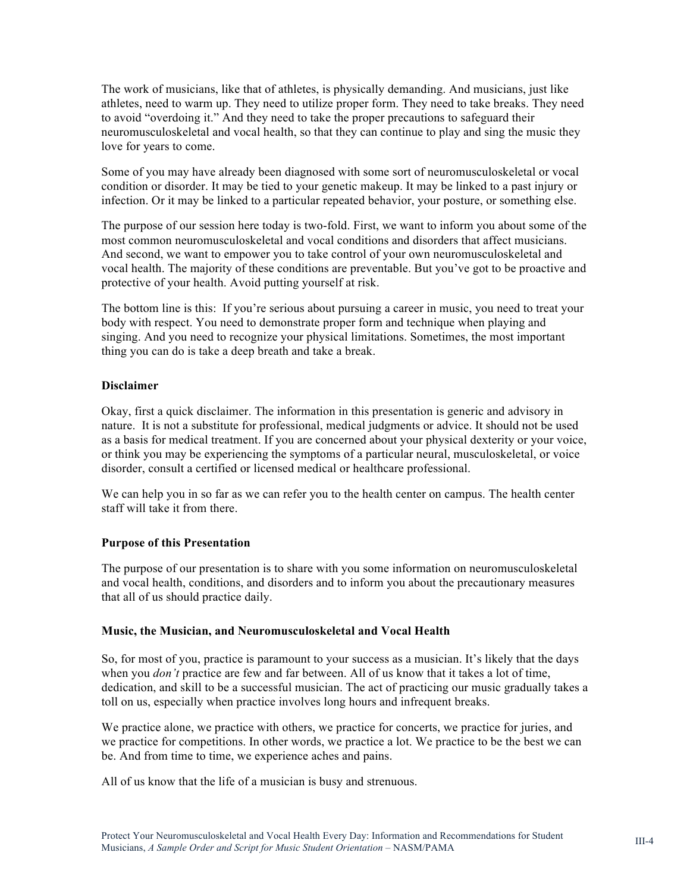The work of musicians, like that of athletes, is physically demanding. And musicians, just like athletes, need to warm up. They need to utilize proper form. They need to take breaks. They need to avoid "overdoing it." And they need to take the proper precautions to safeguard their neuromusculoskeletal and vocal health, so that they can continue to play and sing the music they love for years to come.

Some of you may have already been diagnosed with some sort of neuromusculoskeletal or vocal condition or disorder. It may be tied to your genetic makeup. It may be linked to a past injury or infection. Or it may be linked to a particular repeated behavior, your posture, or something else.

The purpose of our session here today is two-fold. First, we want to inform you about some of the most common neuromusculoskeletal and vocal conditions and disorders that affect musicians. And second, we want to empower you to take control of your own neuromusculoskeletal and vocal health. The majority of these conditions are preventable. But you've got to be proactive and protective of your health. Avoid putting yourself at risk.

The bottom line is this: If you're serious about pursuing a career in music, you need to treat your body with respect. You need to demonstrate proper form and technique when playing and singing. And you need to recognize your physical limitations. Sometimes, the most important thing you can do is take a deep breath and take a break.

**Disclaimer**

Okay, first a quick disclaimer. The information in this presentation is generic and advisory in nature. It is not a substitute for professional, medical judgments or advice. It should not be used as a basis for medical treatment. If you are concerned about your physical dexterity or your voice, or think you may be experiencing the symptoms of a particular neural, musculoskeletal, or voice disorder, consult a certified or licensed medical or healthcare professional.

We can help you in so far as we can refer you to the health center on campus. The health center staff will take it from there.

**Purpose of this Presentation**

The purpose of our presentation is to share with you some information on neuromusculoskeletal and vocal health, conditions, and disorders and to inform you about the precautionary measures that all of us should practice daily.

**Music, the Musician, and Neuromusculoskeletal and Vocal Health**

So, for most of you, practice is paramount to your success as a musician. It's likely that the days when you *don't* practice are few and far between. All of us know that it takes a lot of time, dedication, and skill to be a successful musician. The act of practicing our music gradually takes a toll on us, especially when practice involves long hours and infrequent breaks.

We practice alone, we practice with others, we practice for concerts, we practice for juries, and we practice for competitions. In other words, we practice a lot. We practice to be the best we can be. And from time to time, we experience aches and pains.

All of us know that the life of a musician is busy and strenuous.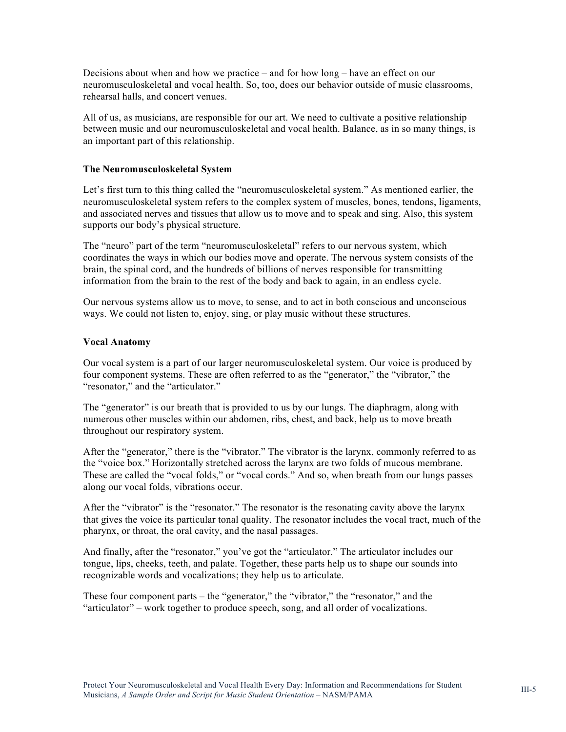Decisions about when and how we practice – and for how long – have an effect on our neuromusculoskeletal and vocal health. So, too, does our behavior outside of music classrooms, rehearsal halls, and concert venues.

All of us, as musicians, are responsible for our art. We need to cultivate a positive relationship between music and our neuromusculoskeletal and vocal health. Balance, as in so many things, is an important part of this relationship.

**The Neuromusculoskeletal System**

Let's first turn to this thing called the "neuromusculoskeletal system." As mentioned earlier, the neuromusculoskeletal system refers to the complex system of muscles, bones, tendons, ligaments, and associated nerves and tissues that allow us to move and to speak and sing. Also, this system supports our body's physical structure.

The "neuro" part of the term "neuromusculoskeletal" refers to our nervous system, which coordinates the ways in which our bodies move and operate. The nervous system consists of the brain, the spinal cord, and the hundreds of billions of nerves responsible for transmitting information from the brain to the rest of the body and back to again, in an endless cycle.

Our nervous systems allow us to move, to sense, and to act in both conscious and unconscious ways. We could not listen to, enjoy, sing, or play music without these structures.

**Vocal Anatomy**

Our vocal system is a part of our larger neuromusculoskeletal system. Our voice is produced by four component systems. These are often referred to as the "generator," the "vibrator," the "resonator," and the "articulator."

The "generator" is our breath that is provided to us by our lungs. The diaphragm, along with numerous other muscles within our abdomen, ribs, chest, and back, help us to move breath throughout our respiratory system.

After the "generator," there is the "vibrator." The vibrator is the larynx, commonly referred to as the "voice box." Horizontally stretched across the larynx are two folds of mucous membrane. These are called the "vocal folds," or "vocal cords." And so, when breath from our lungs passes along our vocal folds, vibrations occur.

After the "vibrator" is the "resonator." The resonator is the resonating cavity above the larynx that gives the voice its particular tonal quality. The resonator includes the vocal tract, much of the pharynx, or throat, the oral cavity, and the nasal passages.

And finally, after the "resonator," you've got the "articulator." The articulator includes our tongue, lips, cheeks, teeth, and palate. Together, these parts help us to shape our sounds into recognizable words and vocalizations; they help us to articulate.

These four component parts – the "generator," the "vibrator," the "resonator," and the "articulator" – work together to produce speech, song, and all order of vocalizations.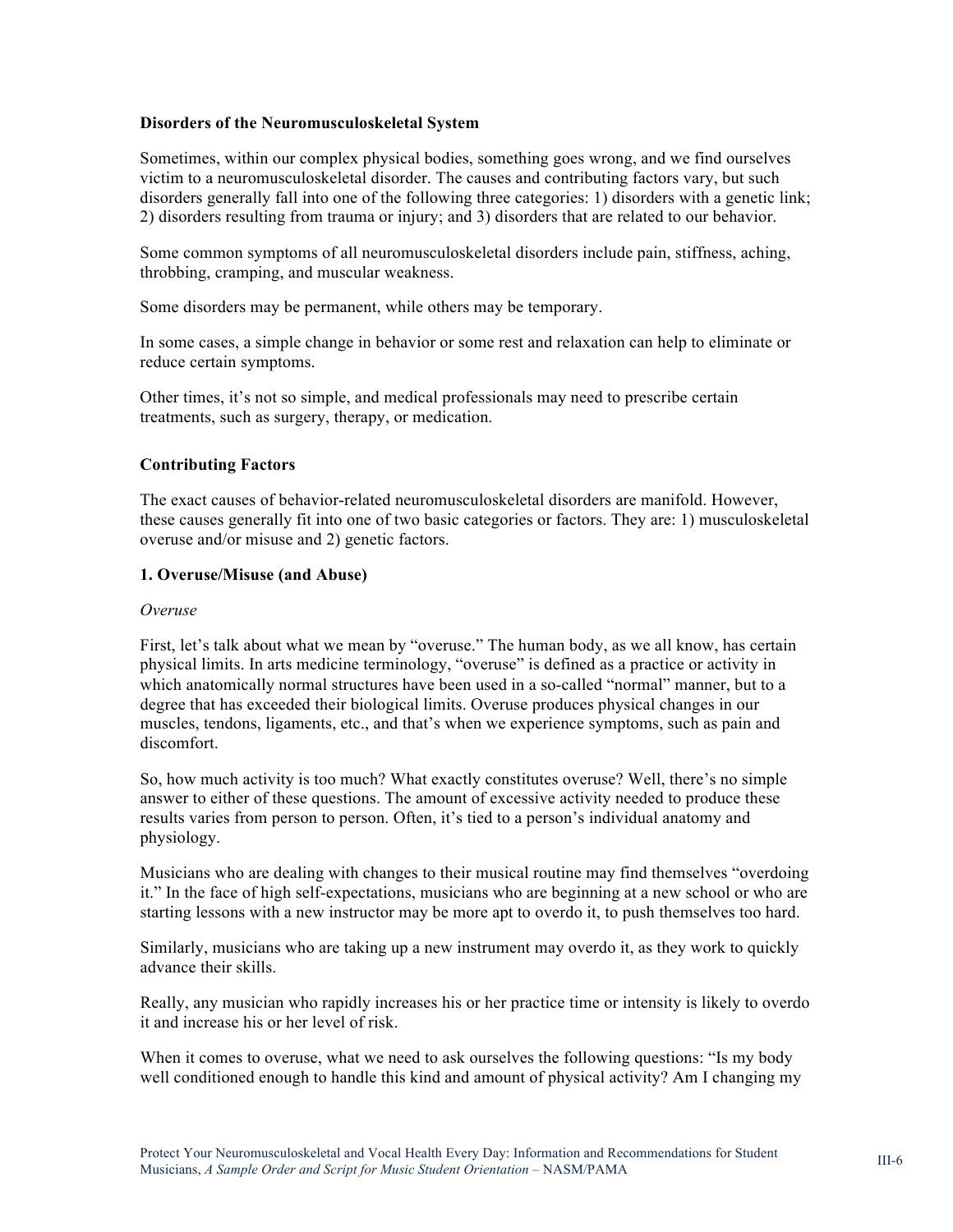**Disorders of the Neuromusculoskeletal System**

Sometimes, within our complex physical bodies, something goes wrong, and we find ourselves victim to a neuromusculoskeletal disorder. The causes and contributing factors vary, but such disorders generally fall into one of the following three categories: 1) disorders with a genetic link; 2) disorders resulting from trauma or injury; and 3) disorders that are related to our behavior.

Some common symptoms of all neuromusculoskeletal disorders include pain, stiffness, aching, throbbing, cramping, and muscular weakness.

Some disorders may be permanent, while others may be temporary.

In some cases, a simple change in behavior or some rest and relaxation can help to eliminate or reduce certain symptoms.

Other times, it's not so simple, and medical professionals may need to prescribe certain treatments, such as surgery, therapy, or medication.

**Contributing Factors**

The exact causes of behavior-related neuromusculoskeletal disorders are manifold. However, these causes generally fit into one of two basic categories or factors. They are: 1) musculoskeletal overuse and/or misuse and 2) genetic factors.

**1. Overuse/Misuse (and Abuse)**

*Overuse*

First, let's talk about what we mean by "overuse." The human body, as we all know, has certain physical limits. In arts medicine terminology, "overuse" is defined as a practice or activity in which anatomically normal structures have been used in a so-called "normal" manner, but to a degree that has exceeded their biological limits. Overuse produces physical changes in our muscles, tendons, ligaments, etc., and that's when we experience symptoms, such as pain and discomfort.

So, how much activity is too much? What exactly constitutes overuse? Well, there's no simple answer to either of these questions. The amount of excessive activity needed to produce these results varies from person to person. Often, it's tied to a person's individual anatomy and physiology.

Musicians who are dealing with changes to their musical routine may find themselves "overdoing it." In the face of high self-expectations, musicians who are beginning at a new school or who are starting lessons with a new instructor may be more apt to overdo it, to push themselves too hard.

Similarly, musicians who are taking up a new instrument may overdo it, as they work to quickly advance their skills.

Really, any musician who rapidly increases his or her practice time or intensity is likely to overdo it and increase his or her level of risk.

When it comes to overuse, what we need to ask ourselves the following questions: "Is my body well conditioned enough to handle this kind and amount of physical activity? Am I changing my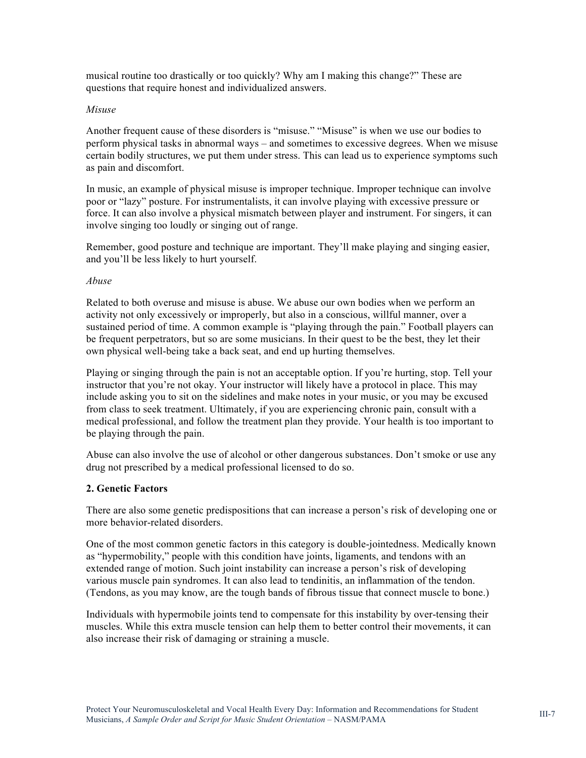musical routine too drastically or too quickly? Why am I making this change?" These are questions that require honest and individualized answers.

*Misuse*

Another frequent cause of these disorders is "misuse." "Misuse" is when we use our bodies to perform physical tasks in abnormal ways – and sometimes to excessive degrees. When we misuse certain bodily structures, we put them under stress. This can lead us to experience symptoms such as pain and discomfort.

In music, an example of physical misuse is improper technique. Improper technique can involve poor or "lazy" posture. For instrumentalists, it can involve playing with excessive pressure or force. It can also involve a physical mismatch between player and instrument. For singers, it can involve singing too loudly or singing out of range.

Remember, good posture and technique are important. They'll make playing and singing easier, and you'll be less likely to hurt yourself.

*Abuse*

Related to both overuse and misuse is abuse. We abuse our own bodies when we perform an activity not only excessively or improperly, but also in a conscious, willful manner, over a sustained period of time. A common example is "playing through the pain." Football players can be frequent perpetrators, but so are some musicians. In their quest to be the best, they let their own physical well-being take a back seat, and end up hurting themselves.

Playing or singing through the pain is not an acceptable option. If you're hurting, stop. Tell your instructor that you're not okay. Your instructor will likely have a protocol in place. This may include asking you to sit on the sidelines and make notes in your music, or you may be excused from class to seek treatment. Ultimately, if you are experiencing chronic pain, consult with a medical professional, and follow the treatment plan they provide. Your health is too important to be playing through the pain.

Abuse can also involve the use of alcohol or other dangerous substances. Don't smoke or use any drug not prescribed by a medical professional licensed to do so.

**2. Genetic Factors**

There are also some genetic predispositions that can increase a person's risk of developing one or more behavior-related disorders.

One of the most common genetic factors in this category is double-jointedness. Medically known as "hypermobility," people with this condition have joints, ligaments, and tendons with an extended range of motion. Such joint instability can increase a person's risk of developing various muscle pain syndromes. It can also lead to tendinitis, an inflammation of the tendon. (Tendons, as you may know, are the tough bands of fibrous tissue that connect muscle to bone.)

Individuals with hypermobile joints tend to compensate for this instability by over-tensing their muscles. While this extra muscle tension can help them to better control their movements, it can also increase their risk of damaging or straining a muscle.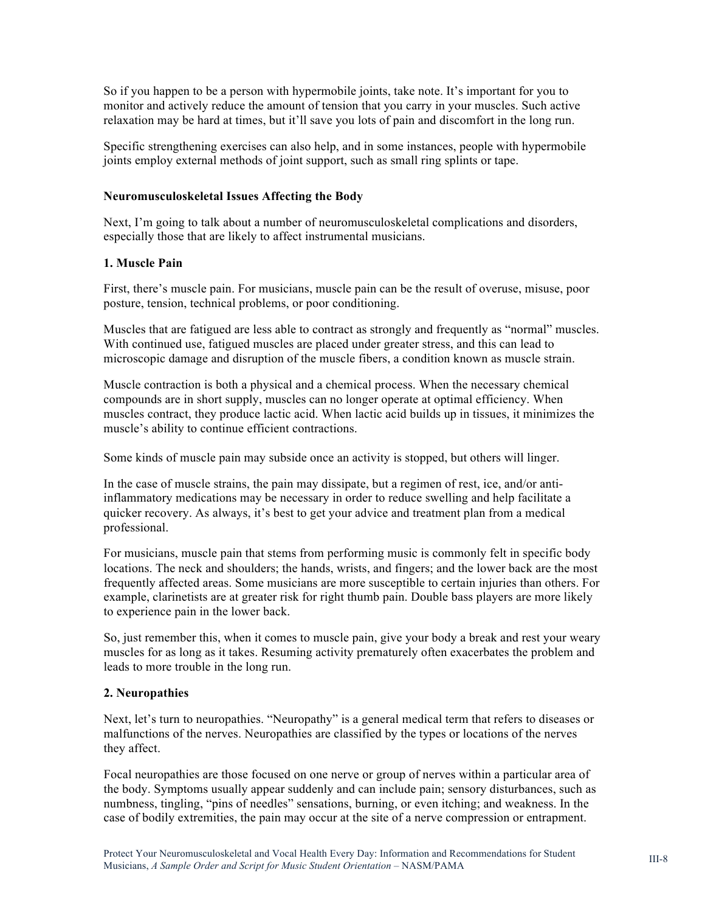So if you happen to be a person with hypermobile joints, take note. It's important for you to monitor and actively reduce the amount of tension that you carry in your muscles. Such active relaxation may be hard at times, but it'll save you lots of pain and discomfort in the long run.

Specific strengthening exercises can also help, and in some instances, people with hypermobile joints employ external methods of joint support, such as small ring splints or tape.

### Neuromusculoskeletal Issues Affecting the Body

Next, I'm going to talk about a number of neuromusculoskeletal complications and disorders, especially those that are likely to affect instrumental musicians.

#### 1. Muscle Pain

First, there's muscle pain. For musicians, muscle pain can be the result of overuse, misuse, poor posture, tension, technical problems, or poor conditioning.

Muscles that are fatigued are less able to contract as strongly and frequently as "normal" muscles. With continued use, fatigued muscles are placed under greater stress, and this can lead to microscopic damage and disruption of the muscle fibers, a condition known as muscle strain.

Muscle contraction is both a physical and a chemical process. When the necessary chemical compounds are in short supply, muscles can no longer operate at optimal efficiency. When muscles contract, they produce lactic acid. When lactic acid builds up in tissues, it minimizes the muscle's ability to continue efficient contractions.

Some kinds of muscle pain may subside once an activity is stopped, but others will linger.

In the case of muscle strains, the pain may dissipate, but a regimen of rest, ice, and/or anti-inflammatory medications may be necessary in order to reduce swelling and help facilitate a quicker recovery. As always, it's best to get your advice and treatment plan from a medical professional.

For musicians, muscle pain that stems from performing music is commonly felt in specific body locations. The neck and shoulders; the hands, wrists, and fingers; and the lower back are the most frequently affected areas. Some musicians are more susceptible to certain injuries than others. For example, clarinetists are at greater risk for right thumb pain. Double bass players are more likely to experience pain in the lower back.

So, just remember this, when it comes to muscle pain, give your body a break and rest your weary muscles for as long as it takes. Resuming activity prematurely often exacerbates the problem and leads to more trouble in the long run.

#### 2. Neuropathies

Next, let's turn to neuropathies. "Neuropathy" is a general medical term that refers to diseases or malfunctions of the nerves. Neuropathies are classified by the types or locations of the nerves they affect.

Focal neuropathies are those focused on one nerve or group of nerves within a particular area of the body. Symptoms usually appear suddenly and can include pain; sensory disturbances, such as numbness, tingling, "pins of needles" sensations, burning, or even itching; and weakness. In the case of bodily extremities, the pain may occur at the site of a nerve compression or entrapment.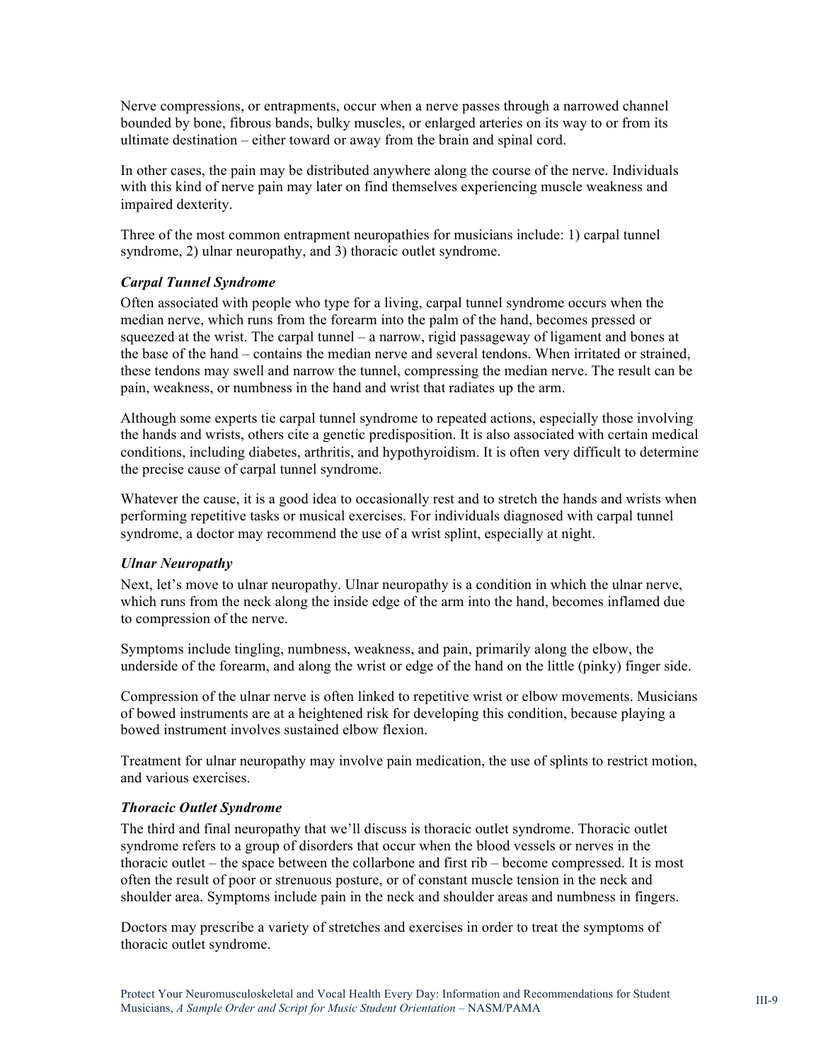Nerve compressions, or entrapments, occur when a nerve passes through a narrowed channel bounded by bone, fibrous bands, bulky muscles, or enlarged arteries on its way to or from its ultimate destination – either toward or away from the brain and spinal cord.

In other cases, the pain may be distributed anywhere along the course of the nerve. Individuals with this kind of nerve pain may later on find themselves experiencing muscle weakness and impaired dexterity.

Three of the most common entrapment neuropathies for musicians include: 1) carpal tunnel syndrome, 2) ulnar neuropathy, and 3) thoracic outlet syndrome.

***Carpal Tunnel Syndrome***

Often associated with people who type for a living, carpal tunnel syndrome occurs when the median nerve, which runs from the forearm into the palm of the hand, becomes pressed or squeezed at the wrist. The carpal tunnel – a narrow, rigid passageway of ligament and bones at the base of the hand – contains the median nerve and several tendons. When irritated or strained, these tendons may swell and narrow the tunnel, compressing the median nerve. The result can be pain, weakness, or numbness in the hand and wrist that radiates up the arm.

Although some experts tie carpal tunnel syndrome to repeated actions, especially those involving the hands and wrists, others cite a genetic predisposition. It is also associated with certain medical conditions, including diabetes, arthritis, and hypothyroidism. It is often very difficult to determine the precise cause of carpal tunnel syndrome.

Whatever the cause, it is a good idea to occasionally rest and to stretch the hands and wrists when performing repetitive tasks or musical exercises. For individuals diagnosed with carpal tunnel syndrome, a doctor may recommend the use of a wrist splint, especially at night.

***Ulnar Neuropathy***

Next, let's move to ulnar neuropathy. Ulnar neuropathy is a condition in which the ulnar nerve, which runs from the neck along the inside edge of the arm into the hand, becomes inflamed due to compression of the nerve.

Symptoms include tingling, numbness, weakness, and pain, primarily along the elbow, the underside of the forearm, and along the wrist or edge of the hand on the little (pinky) finger side.

Compression of the ulnar nerve is often linked to repetitive wrist or elbow movements. Musicians of bowed instruments are at a heightened risk for developing this condition, because playing a bowed instrument involves sustained elbow flexion.

Treatment for ulnar neuropathy may involve pain medication, the use of splints to restrict motion, and various exercises.

***Thoracic Outlet Syndrome***

The third and final neuropathy that we'll discuss is thoracic outlet syndrome. Thoracic outlet syndrome refers to a group of disorders that occur when the blood vessels or nerves in the thoracic outlet – the space between the collarbone and first rib – become compressed. It is most often the result of poor or strenuous posture, or of constant muscle tension in the neck and shoulder area. Symptoms include pain in the neck and shoulder areas and numbness in fingers.

Doctors may prescribe a variety of stretches and exercises in order to treat the symptoms of thoracic outlet syndrome.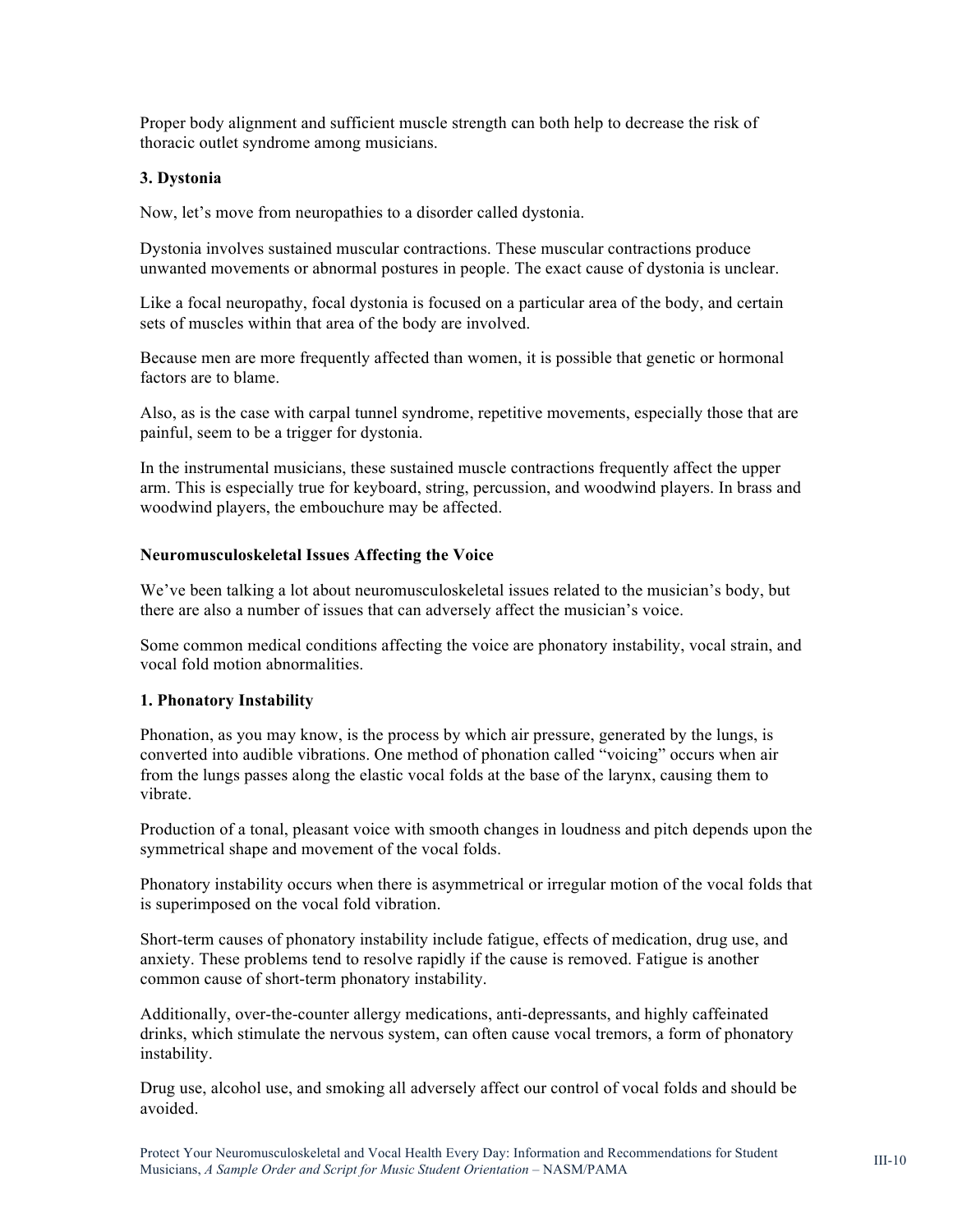Proper body alignment and sufficient muscle strength can both help to decrease the risk of thoracic outlet syndrome among musicians.

**3. Dystonia**

Now, let's move from neuropathies to a disorder called dystonia.

Dystonia involves sustained muscular contractions. These muscular contractions produce unwanted movements or abnormal postures in people. The exact cause of dystonia is unclear.

Like a focal neuropathy, focal dystonia is focused on a particular area of the body, and certain sets of muscles within that area of the body are involved.

Because men are more frequently affected than women, it is possible that genetic or hormonal factors are to blame.

Also, as is the case with carpal tunnel syndrome, repetitive movements, especially those that are painful, seem to be a trigger for dystonia.

In the instrumental musicians, these sustained muscle contractions frequently affect the upper arm. This is especially true for keyboard, string, percussion, and woodwind players. In brass and woodwind players, the embouchure may be affected.

**Neuromusculoskeletal Issues Affecting the Voice**

We've been talking a lot about neuromusculoskeletal issues related to the musician's body, but there are also a number of issues that can adversely affect the musician's voice.

Some common medical conditions affecting the voice are phonatory instability, vocal strain, and vocal fold motion abnormalities.

**1. Phonatory Instability**

Phonation, as you may know, is the process by which air pressure, generated by the lungs, is converted into audible vibrations. One method of phonation called "voicing" occurs when air from the lungs passes along the elastic vocal folds at the base of the larynx, causing them to vibrate.

Production of a tonal, pleasant voice with smooth changes in loudness and pitch depends upon the symmetrical shape and movement of the vocal folds.

Phonatory instability occurs when there is asymmetrical or irregular motion of the vocal folds that is superimposed on the vocal fold vibration.

Short-term causes of phonatory instability include fatigue, effects of medication, drug use, and anxiety. These problems tend to resolve rapidly if the cause is removed. Fatigue is another common cause of short-term phonatory instability.

Additionally, over-the-counter allergy medications, anti-depressants, and highly caffeinated drinks, which stimulate the nervous system, can often cause vocal tremors, a form of phonatory instability.

Drug use, alcohol use, and smoking all adversely affect our control of vocal folds and should be avoided.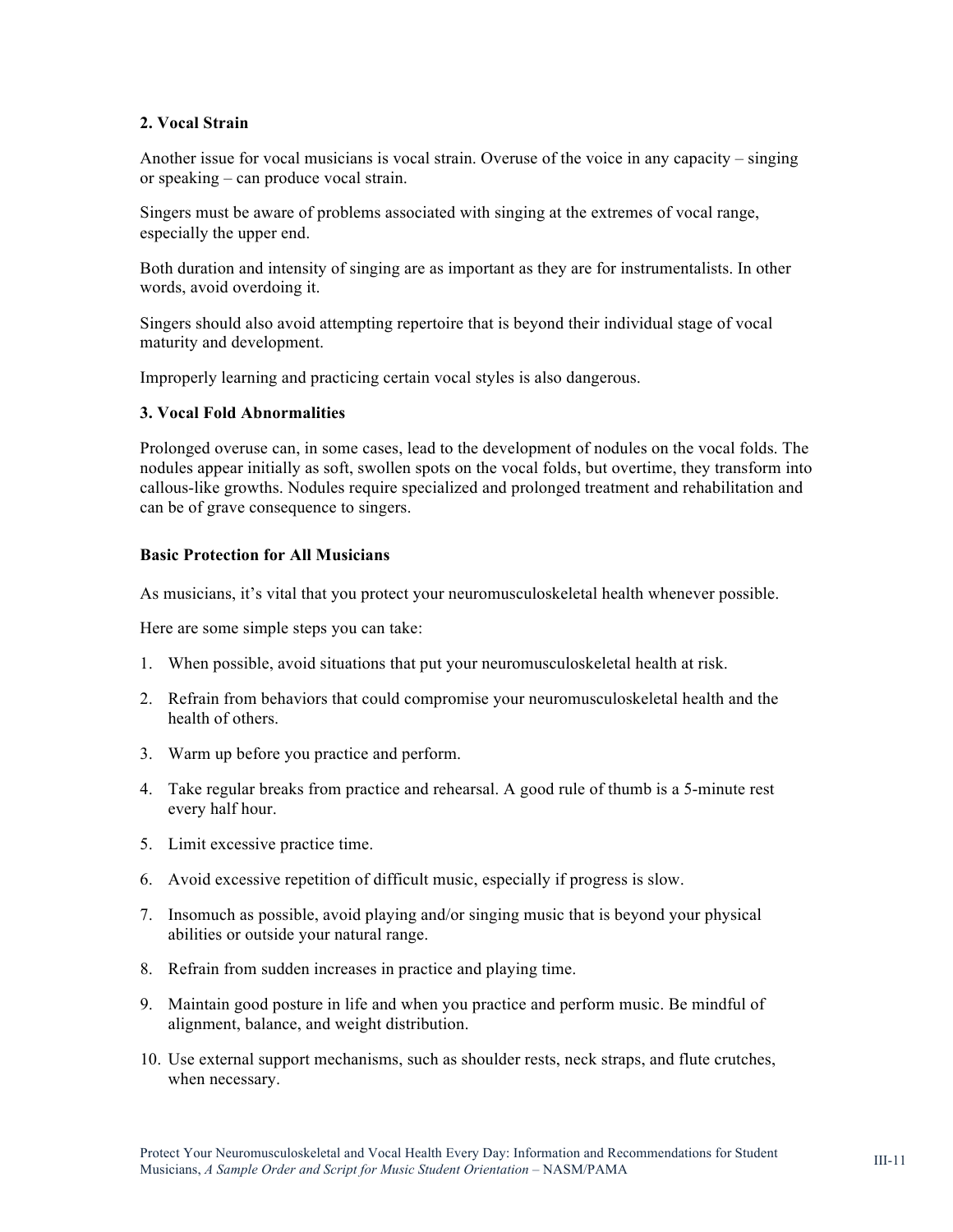**2. Vocal Strain**

Another issue for vocal musicians is vocal strain. Overuse of the voice in any capacity – singing or speaking – can produce vocal strain.

Singers must be aware of problems associated with singing at the extremes of vocal range, especially the upper end.

Both duration and intensity of singing are as important as they are for instrumentalists. In other words, avoid overdoing it.

Singers should also avoid attempting repertoire that is beyond their individual stage of vocal maturity and development.

Improperly learning and practicing certain vocal styles is also dangerous.

**3. Vocal Fold Abnormalities**

Prolonged overuse can, in some cases, lead to the development of nodules on the vocal folds. The nodules appear initially as soft, swollen spots on the vocal folds, but overtime, they transform into callous-like growths. Nodules require specialized and prolonged treatment and rehabilitation and can be of grave consequence to singers.

**Basic Protection for All Musicians**

As musicians, it's vital that you protect your neuromusculoskeletal health whenever possible.

Here are some simple steps you can take:

1. When possible, avoid situations that put your neuromusculoskeletal health at risk.
2. Refrain from behaviors that could compromise your neuromusculoskeletal health and the health of others.
3. Warm up before you practice and perform.
4. Take regular breaks from practice and rehearsal. A good rule of thumb is a 5-minute rest every half hour.
5. Limit excessive practice time.
6. Avoid excessive repetition of difficult music, especially if progress is slow.
7. Insomuch as possible, avoid playing and/or singing music that is beyond your physical abilities or outside your natural range.
8. Refrain from sudden increases in practice and playing time.
9. Maintain good posture in life and when you practice and perform music. Be mindful of alignment, balance, and weight distribution.
10. Use external support mechanisms, such as shoulder rests, neck straps, and flute crutches, when necessary.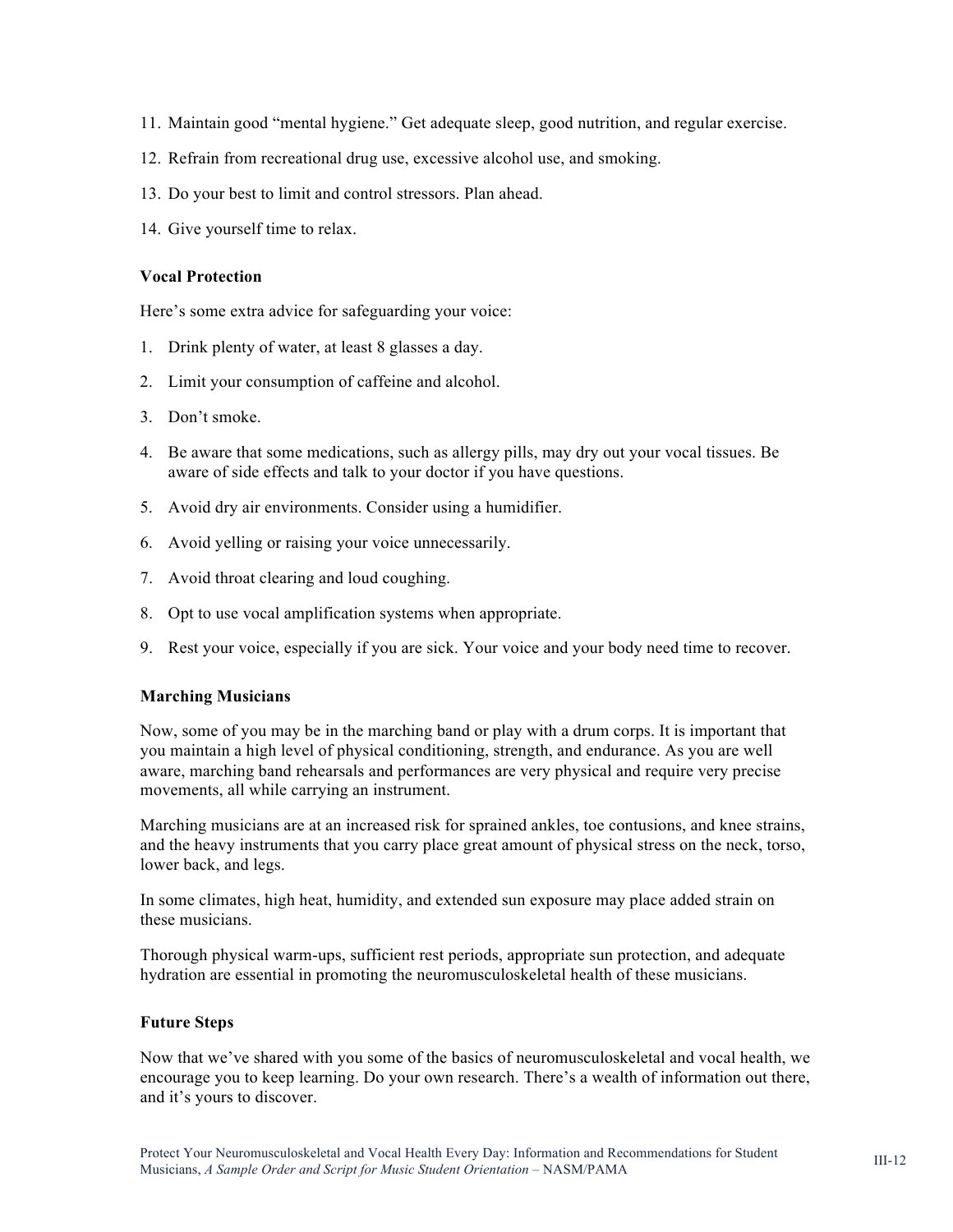11. Maintain good "mental hygiene." Get adequate sleep, good nutrition, and regular exercise.
12. Refrain from recreational drug use, excessive alcohol use, and smoking.
13. Do your best to limit and control stressors. Plan ahead.
14. Give yourself time to relax.

**Vocal Protection**

Here's some extra advice for safeguarding your voice:

1. Drink plenty of water, at least 8 glasses a day.
2. Limit your consumption of caffeine and alcohol.
3. Don't smoke.
4. Be aware that some medications, such as allergy pills, may dry out your vocal tissues. Be aware of side effects and talk to your doctor if you have questions.
5. Avoid dry air environments. Consider using a humidifier.
6. Avoid yelling or raising your voice unnecessarily.
7. Avoid throat clearing and loud coughing.
8. Opt to use vocal amplification systems when appropriate.
9. Rest your voice, especially if you are sick. Your voice and your body need time to recover.

**Marching Musicians**

Now, some of you may be in the marching band or play with a drum corps. It is important that you maintain a high level of physical conditioning, strength, and endurance. As you are well aware, marching band rehearsals and performances are very physical and require very precise movements, all while carrying an instrument.

Marching musicians are at an increased risk for sprained ankles, toe contusions, and knee strains, and the heavy instruments that you carry place great amount of physical stress on the neck, torso, lower back, and legs.

In some climates, high heat, humidity, and extended sun exposure may place added strain on these musicians.

Thorough physical warm-ups, sufficient rest periods, appropriate sun protection, and adequate hydration are essential in promoting the neuromusculoskeletal health of these musicians.

**Future Steps**

Now that we've shared with you some of the basics of neuromusculoskeletal and vocal health, we encourage you to keep learning. Do your own research. There's a wealth of information out there, and it's yours to discover.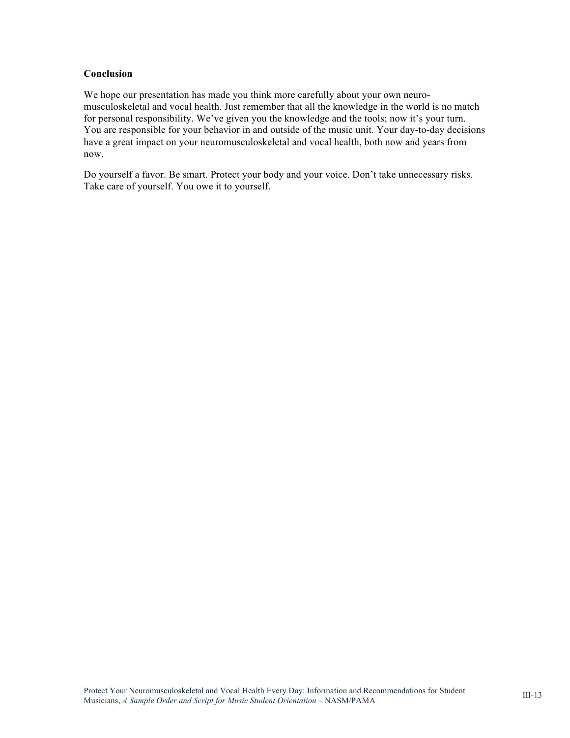**Conclusion**

We hope our presentation has made you think more carefully about your own neuro-musculoskeletal and vocal health. Just remember that all the knowledge in the world is no match for personal responsibility. We've given you the knowledge and the tools; now it's your turn. You are responsible for your behavior in and outside of the music unit. Your day-to-day decisions have a great impact on your neuromusculoskeletal and vocal health, both now and years from now.

Do yourself a favor. Be smart. Protect your body and your voice. Don't take unnecessary risks. Take care of yourself. You owe it to yourself.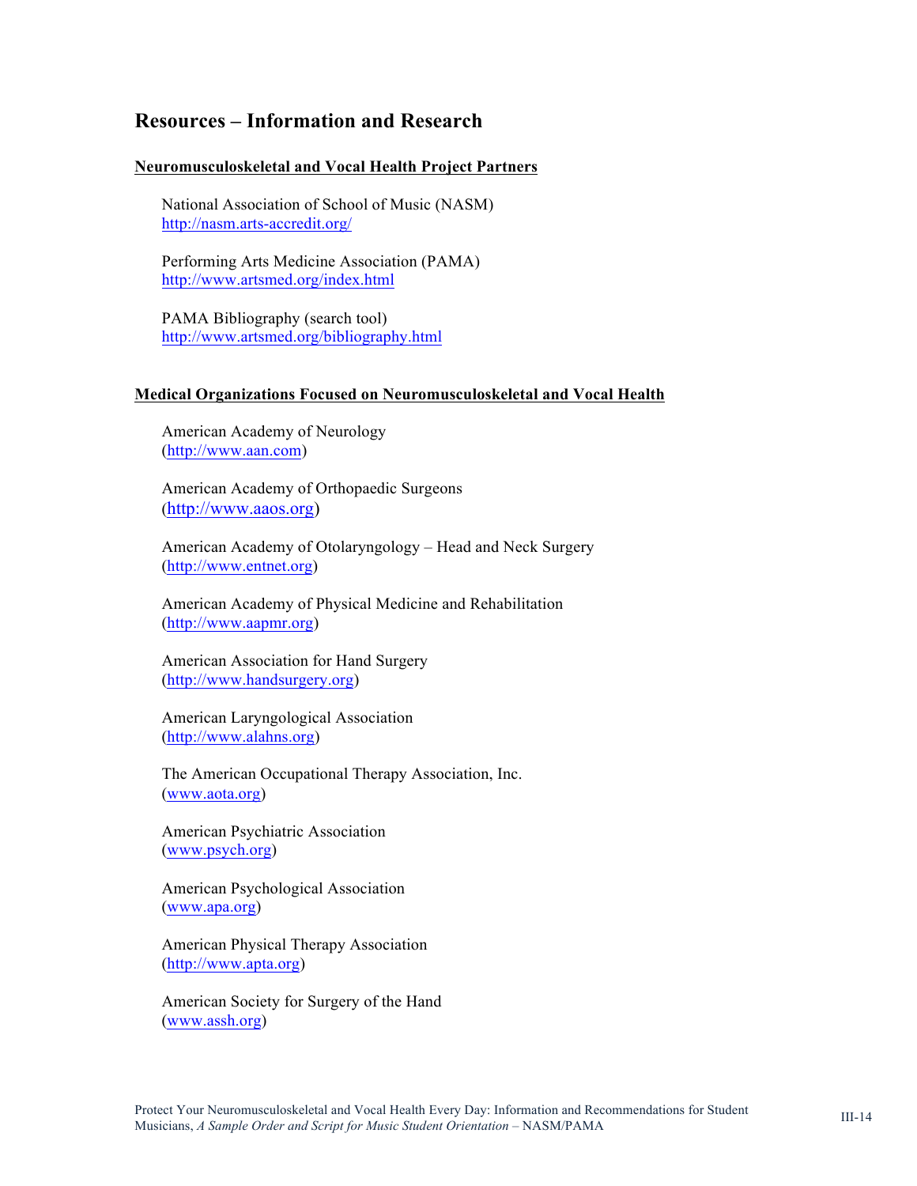## Resources – Information and Research

### Neuromusculoskeletal and Vocal Health Project Partners

National Association of School of Music (NASM)
http://nasm.arts-accredit.org/

Performing Arts Medicine Association (PAMA)
http://www.artsmed.org/index.html

PAMA Bibliography (search tool)
http://www.artsmed.org/bibliography.html

### Medical Organizations Focused on Neuromusculoskeletal and Vocal Health

American Academy of Neurology
(http://www.aan.com)

American Academy of Orthopaedic Surgeons
(http://www.aaos.org)

American Academy of Otolaryngology – Head and Neck Surgery
(http://www.entnet.org)

American Academy of Physical Medicine and Rehabilitation
(http://www.aapmr.org)

American Association for Hand Surgery
(http://www.handsurgery.org)

American Laryngological Association
(http://www.alahns.org)

The American Occupational Therapy Association, Inc.
(www.aota.org)

American Psychiatric Association
(www.psych.org)

American Psychological Association
(www.apa.org)

American Physical Therapy Association
(http://www.apta.org)

American Society for Surgery of the Hand
(www.assh.org)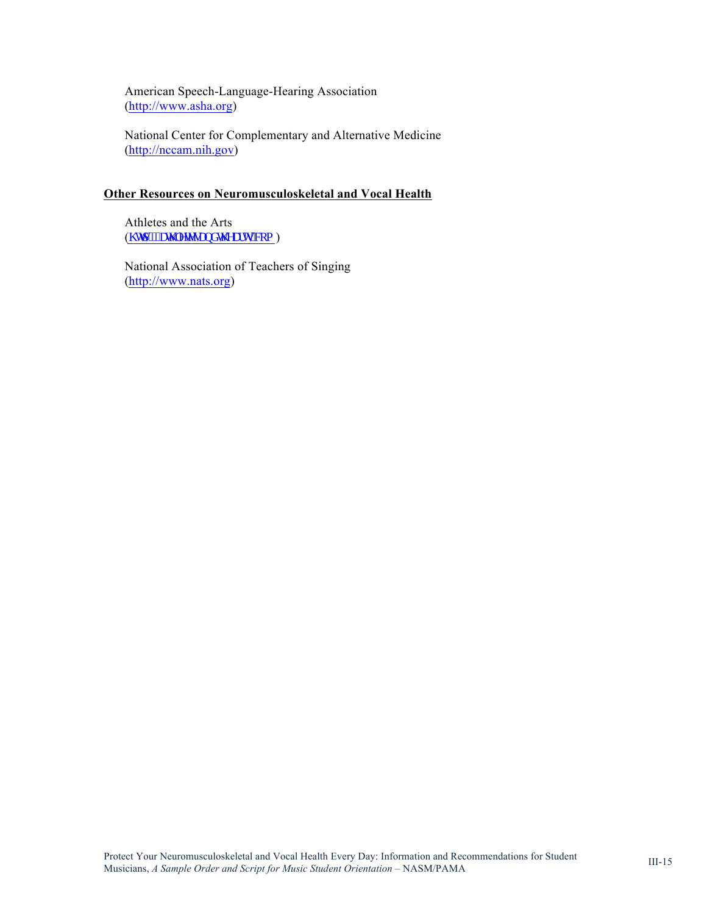American Speech-Language-Hearing Association
(http://www.asha.org)

National Center for Complementary and Alternative Medicine
(http://nccam.nih.gov)

**Other Resources on Neuromusculoskeletal and Vocal Health**

Athletes and the Arts
(http://athletesandthearts.com)

National Association of Teachers of Singing
(http://www.nats.org)